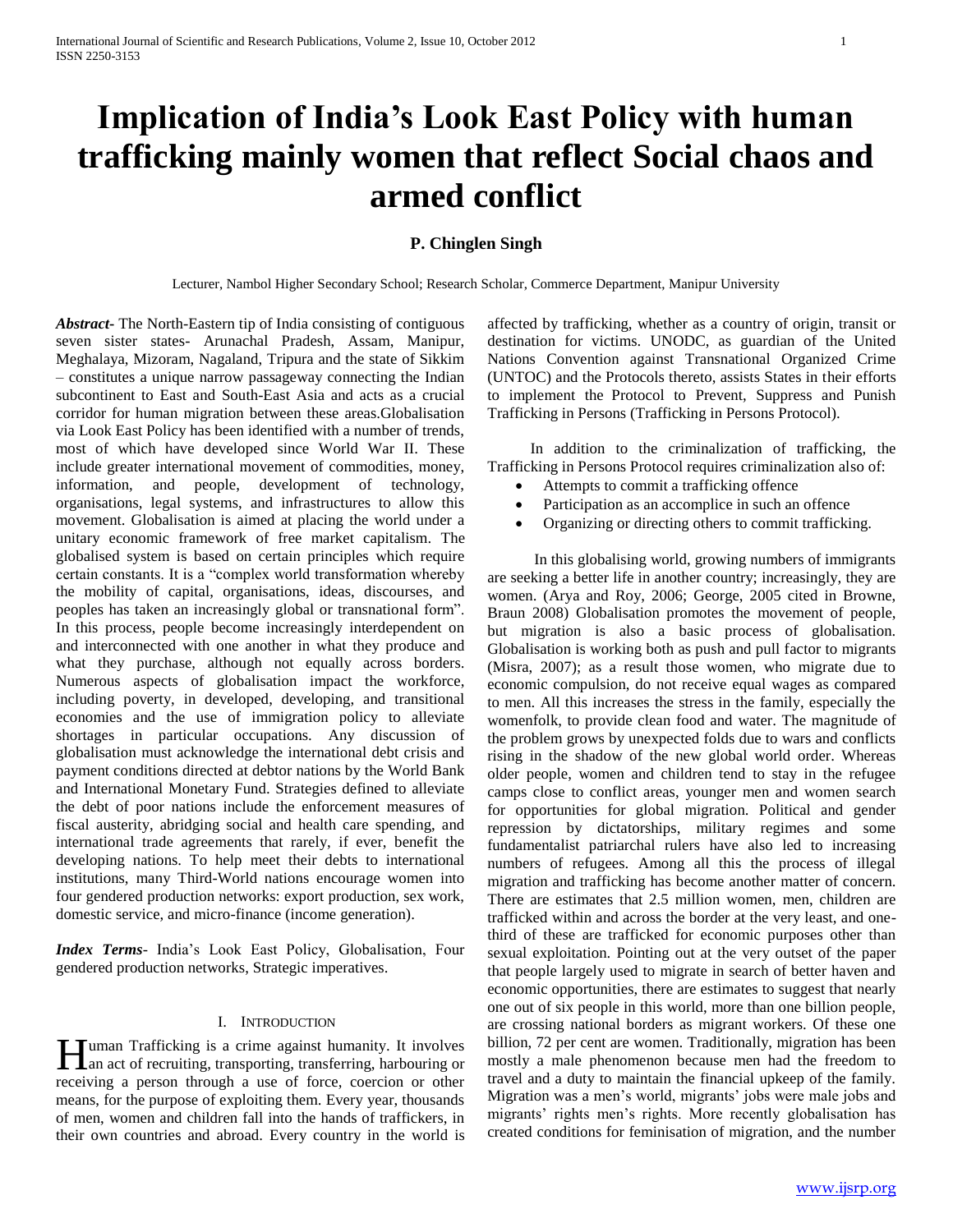# Implication of India's Look East Policy with human trafficking mainly women that reflect Social chaos and armed conflict

**P. Chinglen Singh**

Lecturer, Nambol Higher Secondary School; Research Scholar, Commerce Department, Manipur University

***Abstract-*** The North-Eastern tip of India consisting of contiguous seven sister states- Arunachal Pradesh, Assam, Manipur, Meghalaya, Mizoram, Nagaland, Tripura and the state of Sikkim – constitutes a unique narrow passageway connecting the Indian subcontinent to East and South-East Asia and acts as a crucial corridor for human migration between these areas.Globalisation via Look East Policy has been identified with a number of trends, most of which have developed since World War II. These include greater international movement of commodities, money, information, and people, development of technology, organisations, legal systems, and infrastructures to allow this movement. Globalisation is aimed at placing the world under a unitary economic framework of free market capitalism. The globalised system is based on certain principles which require certain constants. It is a "complex world transformation whereby the mobility of capital, organisations, ideas, discourses, and peoples has taken an increasingly global or transnational form". In this process, people become increasingly interdependent on and interconnected with one another in what they produce and what they purchase, although not equally across borders. Numerous aspects of globalisation impact the workforce, including poverty, in developed, developing, and transitional economies and the use of immigration policy to alleviate shortages in particular occupations. Any discussion of globalisation must acknowledge the international debt crisis and payment conditions directed at debtor nations by the World Bank and International Monetary Fund. Strategies defined to alleviate the debt of poor nations include the enforcement measures of fiscal austerity, abridging social and health care spending, and international trade agreements that rarely, if ever, benefit the developing nations. To help meet their debts to international institutions, many Third-World nations encourage women into four gendered production networks: export production, sex work, domestic service, and micro-finance (income generation).

***Index Terms*-** India's Look East Policy, Globalisation, Four gendered production networks, Strategic imperatives.

## I. Introduction

Human Trafficking is a crime against humanity. It involves an act of recruiting, transporting, transferring, harbouring or receiving a person through a use of force, coercion or other means, for the purpose of exploiting them. Every year, thousands of men, women and children fall into the hands of traffickers, in their own countries and abroad. Every country in the world is affected by trafficking, whether as a country of origin, transit or destination for victims. UNODC, as guardian of the United Nations Convention against Transnational Organized Crime (UNTOC) and the Protocols thereto, assists States in their efforts to implement the Protocol to Prevent, Suppress and Punish Trafficking in Persons (Trafficking in Persons Protocol).

In addition to the criminalization of trafficking, the Trafficking in Persons Protocol requires criminalization also of:

- Attempts to commit a trafficking offence
- Participation as an accomplice in such an offence
- Organizing or directing others to commit trafficking.

In this globalising world, growing numbers of immigrants are seeking a better life in another country; increasingly, they are women. (Arya and Roy, 2006; George, 2005 cited in Browne, Braun 2008) Globalisation promotes the movement of people, but migration is also a basic process of globalisation. Globalisation is working both as push and pull factor to migrants (Misra, 2007); as a result those women, who migrate due to economic compulsion, do not receive equal wages as compared to men. All this increases the stress in the family, especially the womenfolk, to provide clean food and water. The magnitude of the problem grows by unexpected folds due to wars and conflicts rising in the shadow of the new global world order. Whereas older people, women and children tend to stay in the refugee camps close to conflict areas, younger men and women search for opportunities for global migration. Political and gender repression by dictatorships, military regimes and some fundamentalist patriarchal rulers have also led to increasing numbers of refugees. Among all this the process of illegal migration and trafficking has become another matter of concern. There are estimates that 2.5 million women, men, children are trafficked within and across the border at the very least, and one-third of these are trafficked for economic purposes other than sexual exploitation. Pointing out at the very outset of the paper that people largely used to migrate in search of better haven and economic opportunities, there are estimates to suggest that nearly one out of six people in this world, more than one billion people, are crossing national borders as migrant workers. Of these one billion, 72 per cent are women. Traditionally, migration has been mostly a male phenomenon because men had the freedom to travel and a duty to maintain the financial upkeep of the family. Migration was a men's world, migrants' jobs were male jobs and migrants' rights men's rights. More recently globalisation has created conditions for feminisation of migration, and the number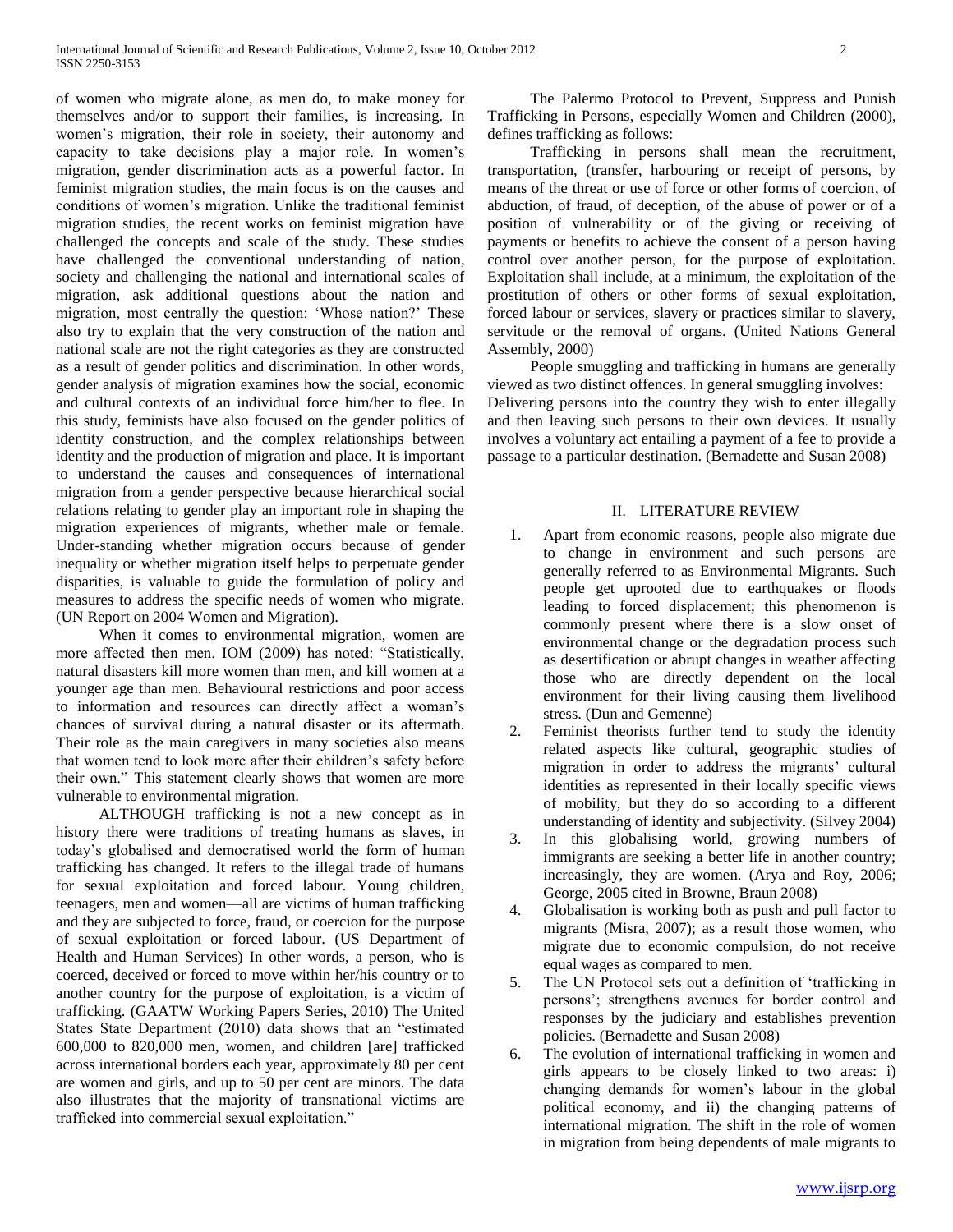of women who migrate alone, as men do, to make money for themselves and/or to support their families, is increasing. In women's migration, their role in society, their autonomy and capacity to take decisions play a major role. In women's migration, gender discrimination acts as a powerful factor. In feminist migration studies, the main focus is on the causes and conditions of women's migration. Unlike the traditional feminist migration studies, the recent works on feminist migration have challenged the concepts and scale of the study. These studies have challenged the conventional understanding of nation, society and challenging the national and international scales of migration, ask additional questions about the nation and migration, most centrally the question: 'Whose nation?' These also try to explain that the very construction of the nation and national scale are not the right categories as they are constructed as a result of gender politics and discrimination. In other words, gender analysis of migration examines how the social, economic and cultural contexts of an individual force him/her to flee. In this study, feminists have also focused on the gender politics of identity construction, and the complex relationships between identity and the production of migration and place. It is important to understand the causes and consequences of international migration from a gender perspective because hierarchical social relations relating to gender play an important role in shaping the migration experiences of migrants, whether male or female. Under-standing whether migration occurs because of gender inequality or whether migration itself helps to perpetuate gender disparities, is valuable to guide the formulation of policy and measures to address the specific needs of women who migrate. (UN Report on 2004 Women and Migration).

When it comes to environmental migration, women are more affected then men. IOM (2009) has noted: "Statistically, natural disasters kill more women than men, and kill women at a younger age than men. Behavioural restrictions and poor access to information and resources can directly affect a woman's chances of survival during a natural disaster or its aftermath. Their role as the main caregivers in many societies also means that women tend to look more after their children's safety before their own." This statement clearly shows that women are more vulnerable to environmental migration.

ALTHOUGH trafficking is not a new concept as in history there were traditions of treating humans as slaves, in today's globalised and democratised world the form of human trafficking has changed. It refers to the illegal trade of humans for sexual exploitation and forced labour. Young children, teenagers, men and women—all are victims of human trafficking and they are subjected to force, fraud, or coercion for the purpose of sexual exploitation or forced labour. (US Department of Health and Human Services) In other words, a person, who is coerced, deceived or forced to move within her/his country or to another country for the purpose of exploitation, is a victim of trafficking. (GAATW Working Papers Series, 2010) The United States State Department (2010) data shows that an "estimated 600,000 to 820,000 men, women, and children [are] trafficked across international borders each year, approximately 80 per cent are women and girls, and up to 50 per cent are minors. The data also illustrates that the majority of transnational victims are trafficked into commercial sexual exploitation."

The Palermo Protocol to Prevent, Suppress and Punish Trafficking in Persons, especially Women and Children (2000), defines trafficking as follows:

Trafficking in persons shall mean the recruitment, transportation, (transfer, harbouring or receipt of persons, by means of the threat or use of force or other forms of coercion, of abduction, of fraud, of deception, of the abuse of power or of a position of vulnerability or of the giving or receiving of payments or benefits to achieve the consent of a person having control over another person, for the purpose of exploitation. Exploitation shall include, at a minimum, the exploitation of the prostitution of others or other forms of sexual exploitation, forced labour or services, slavery or practices similar to slavery, servitude or the removal of organs. (United Nations General Assembly, 2000)

People smuggling and trafficking in humans are generally viewed as two distinct offences. In general smuggling involves: Delivering persons into the country they wish to enter illegally and then leaving such persons to their own devices. It usually involves a voluntary act entailing a payment of a fee to provide a passage to a particular destination. (Bernadette and Susan 2008)

## II. LITERATURE REVIEW

1. Apart from economic reasons, people also migrate due to change in environment and such persons are generally referred to as Environmental Migrants. Such people get uprooted due to earthquakes or floods leading to forced displacement; this phenomenon is commonly present where there is a slow onset of environmental change or the degradation process such as desertification or abrupt changes in weather affecting those who are directly dependent on the local environment for their living causing them livelihood stress. (Dun and Gemenne)
2. Feminist theorists further tend to study the identity related aspects like cultural, geographic studies of migration in order to address the migrants' cultural identities as represented in their locally specific views of mobility, but they do so according to a different understanding of identity and subjectivity. (Silvey 2004)
3. In this globalising world, growing numbers of immigrants are seeking a better life in another country; increasingly, they are women. (Arya and Roy, 2006; George, 2005 cited in Browne, Braun 2008)
4. Globalisation is working both as push and pull factor to migrants (Misra, 2007); as a result those women, who migrate due to economic compulsion, do not receive equal wages as compared to men.
5. The UN Protocol sets out a definition of 'trafficking in persons'; strengthens avenues for border control and responses by the judiciary and establishes prevention policies. (Bernadette and Susan 2008)
6. The evolution of international trafficking in women and girls appears to be closely linked to two areas: i) changing demands for women's labour in the global political economy, and ii) the changing patterns of international migration. The shift in the role of women in migration from being dependents of male migrants to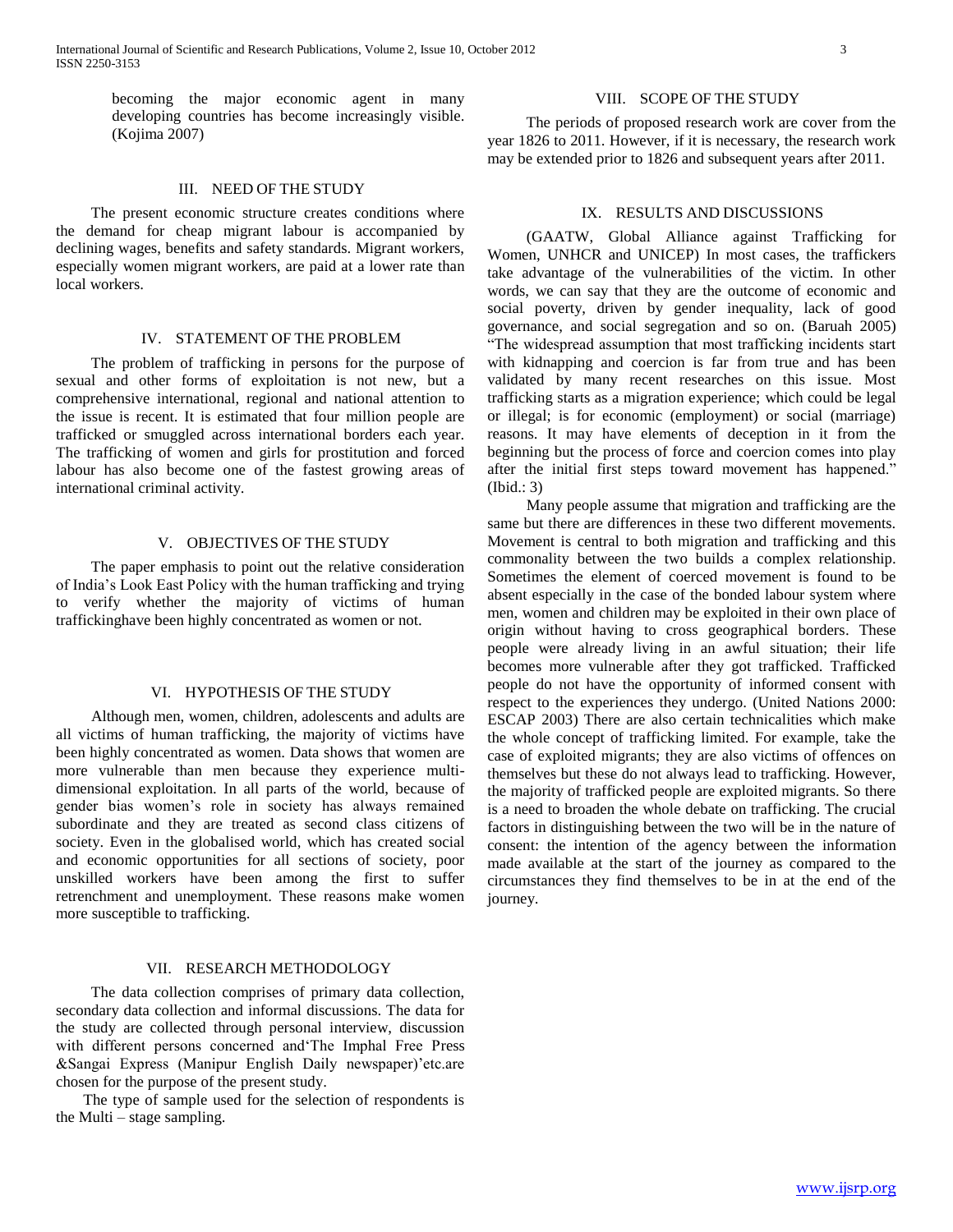becoming the major economic agent in many developing countries has become increasingly visible. (Kojima 2007)

## III. NEED OF THE STUDY

The present economic structure creates conditions where the demand for cheap migrant labour is accompanied by declining wages, benefits and safety standards. Migrant workers, especially women migrant workers, are paid at a lower rate than local workers.

## IV. STATEMENT OF THE PROBLEM

The problem of trafficking in persons for the purpose of sexual and other forms of exploitation is not new, but a comprehensive international, regional and national attention to the issue is recent. It is estimated that four million people are trafficked or smuggled across international borders each year. The trafficking of women and girls for prostitution and forced labour has also become one of the fastest growing areas of international criminal activity.

## V. OBJECTIVES OF THE STUDY

The paper emphasis to point out the relative consideration of India's Look East Policy with the human trafficking and trying to verify whether the majority of victims of human traffickinghave been highly concentrated as women or not.

## VI. HYPOTHESIS OF THE STUDY

Although men, women, children, adolescents and adults are all victims of human trafficking, the majority of victims have been highly concentrated as women. Data shows that women are more vulnerable than men because they experience multi-dimensional exploitation. In all parts of the world, because of gender bias women's role in society has always remained subordinate and they are treated as second class citizens of society. Even in the globalised world, which has created social and economic opportunities for all sections of society, poor unskilled workers have been among the first to suffer retrenchment and unemployment. These reasons make women more susceptible to trafficking.

## VII. RESEARCH METHODOLOGY

The data collection comprises of primary data collection, secondary data collection and informal discussions. The data for the study are collected through personal interview, discussion with different persons concerned and'The Imphal Free Press &Sangai Express (Manipur English Daily newspaper)'etc.are chosen for the purpose of the present study.

The type of sample used for the selection of respondents is the Multi – stage sampling.

## VIII. SCOPE OF THE STUDY

The periods of proposed research work are cover from the year 1826 to 2011. However, if it is necessary, the research work may be extended prior to 1826 and subsequent years after 2011.

## IX. RESULTS AND DISCUSSIONS

(GAATW, Global Alliance against Trafficking for Women, UNHCR and UNICEP) In most cases, the traffickers take advantage of the vulnerabilities of the victim. In other words, we can say that they are the outcome of economic and social poverty, driven by gender inequality, lack of good governance, and social segregation and so on. (Baruah 2005) "The widespread assumption that most trafficking incidents start with kidnapping and coercion is far from true and has been validated by many recent researches on this issue. Most trafficking starts as a migration experience; which could be legal or illegal; is for economic (employment) or social (marriage) reasons. It may have elements of deception in it from the beginning but the process of force and coercion comes into play after the initial first steps toward movement has happened." (Ibid.: 3)

Many people assume that migration and trafficking are the same but there are differences in these two different movements. Movement is central to both migration and trafficking and this commonality between the two builds a complex relationship. Sometimes the element of coerced movement is found to be absent especially in the case of the bonded labour system where men, women and children may be exploited in their own place of origin without having to cross geographical borders. These people were already living in an awful situation; their life becomes more vulnerable after they got trafficked. Trafficked people do not have the opportunity of informed consent with respect to the experiences they undergo. (United Nations 2000: ESCAP 2003) There are also certain technicalities which make the whole concept of trafficking limited. For example, take the case of exploited migrants; they are also victims of offences on themselves but these do not always lead to trafficking. However, the majority of trafficked people are exploited migrants. So there is a need to broaden the whole debate on trafficking. The crucial factors in distinguishing between the two will be in the nature of consent: the intention of the agency between the information made available at the start of the journey as compared to the circumstances they find themselves to be in at the end of the journey.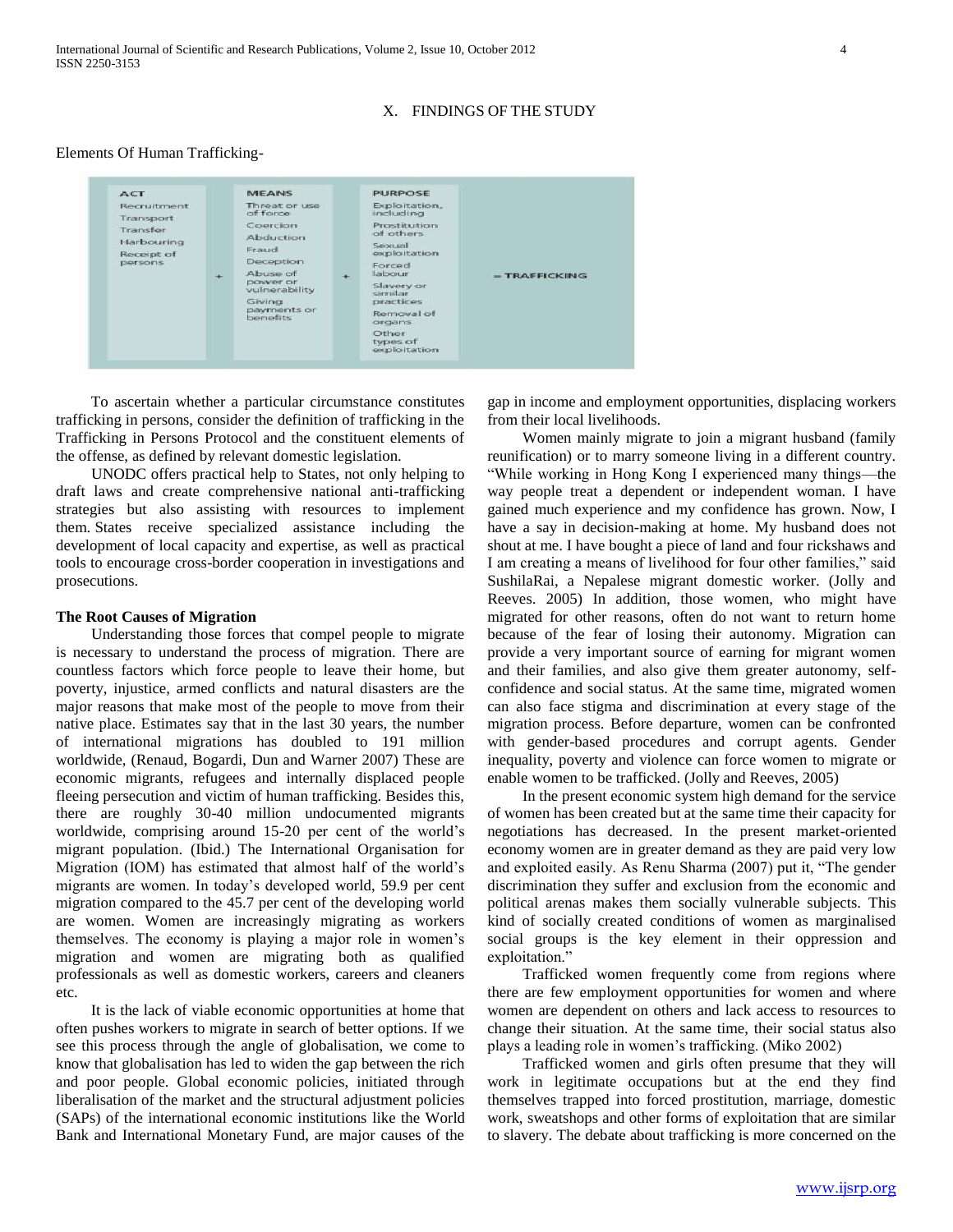## X. FINDINGS OF THE STUDY

Elements Of Human Trafficking-

| ACT | | MEANS | | PURPOSE | |
|---|---|---|---|---|---|
| Recruitment<br>Transport<br>Transfer<br>Harbouring<br>Receipt of persons | + | Threat or use of force<br>Coercion<br>Abduction<br>Fraud<br>Deception<br>Abuse of power or vulnerability<br>Giving payments or benefits | + | Exploitation, including<br>Prostitution of others<br>Sexual exploitation<br>Forced labour<br>Slavery or similar practices<br>Removal of organs<br>Other types of exploitation | = TRAFFICKING |

To ascertain whether a particular circumstance constitutes trafficking in persons, consider the definition of trafficking in the Trafficking in Persons Protocol and the constituent elements of the offense, as defined by relevant domestic legislation.

UNODC offers practical help to States, not only helping to draft laws and create comprehensive national anti-trafficking strategies but also assisting with resources to implement them. States receive specialized assistance including the development of local capacity and expertise, as well as practical tools to encourage cross-border cooperation in investigations and prosecutions.

**The Root Causes of Migration**

Understanding those forces that compel people to migrate is necessary to understand the process of migration. There are countless factors which force people to leave their home, but poverty, injustice, armed conflicts and natural disasters are the major reasons that make most of the people to move from their native place. Estimates say that in the last 30 years, the number of international migrations has doubled to 191 million worldwide, (Renaud, Bogardi, Dun and Warner 2007) These are economic migrants, refugees and internally displaced people fleeing persecution and victim of human trafficking. Besides this, there are roughly 30-40 million undocumented migrants worldwide, comprising around 15-20 per cent of the world's migrant population. (Ibid.) The International Organisation for Migration (IOM) has estimated that almost half of the world's migrants are women. In today's developed world, 59.9 per cent migration compared to the 45.7 per cent of the developing world are women. Women are increasingly migrating as workers themselves. The economy is playing a major role in women's migration and women are migrating both as qualified professionals as well as domestic workers, careers and cleaners etc.

It is the lack of viable economic opportunities at home that often pushes workers to migrate in search of better options. If we see this process through the angle of globalisation, we come to know that globalisation has led to widen the gap between the rich and poor people. Global economic policies, initiated through liberalisation of the market and the structural adjustment policies (SAPs) of the international economic institutions like the World Bank and International Monetary Fund, are major causes of the gap in income and employment opportunities, displacing workers from their local livelihoods.

Women mainly migrate to join a migrant husband (family reunification) or to marry someone living in a different country. "While working in Hong Kong I experienced many things—the way people treat a dependent or independent woman. I have gained much experience and my confidence has grown. Now, I have a say in decision-making at home. My husband does not shout at me. I have bought a piece of land and four rickshaws and I am creating a means of livelihood for four other families," said SushilaRai, a Nepalese migrant domestic worker. (Jolly and Reeves. 2005) In addition, those women, who might have migrated for other reasons, often do not want to return home because of the fear of losing their autonomy. Migration can provide a very important source of earning for migrant women and their families, and also give them greater autonomy, self-confidence and social status. At the same time, migrated women can also face stigma and discrimination at every stage of the migration process. Before departure, women can be confronted with gender-based procedures and corrupt agents. Gender inequality, poverty and violence can force women to migrate or enable women to be trafficked. (Jolly and Reeves, 2005)

In the present economic system high demand for the service of women has been created but at the same time their capacity for negotiations has decreased. In the present market-oriented economy women are in greater demand as they are paid very low and exploited easily. As Renu Sharma (2007) put it, "The gender discrimination they suffer and exclusion from the economic and political arenas makes them socially vulnerable subjects. This kind of socially created conditions of women as marginalised social groups is the key element in their oppression and exploitation."

Trafficked women frequently come from regions where there are few employment opportunities for women and where women are dependent on others and lack access to resources to change their situation. At the same time, their social status also plays a leading role in women's trafficking. (Miko 2002)

Trafficked women and girls often presume that they will work in legitimate occupations but at the end they find themselves trapped into forced prostitution, marriage, domestic work, sweatshops and other forms of exploitation that are similar to slavery. The debate about trafficking is more concerned on the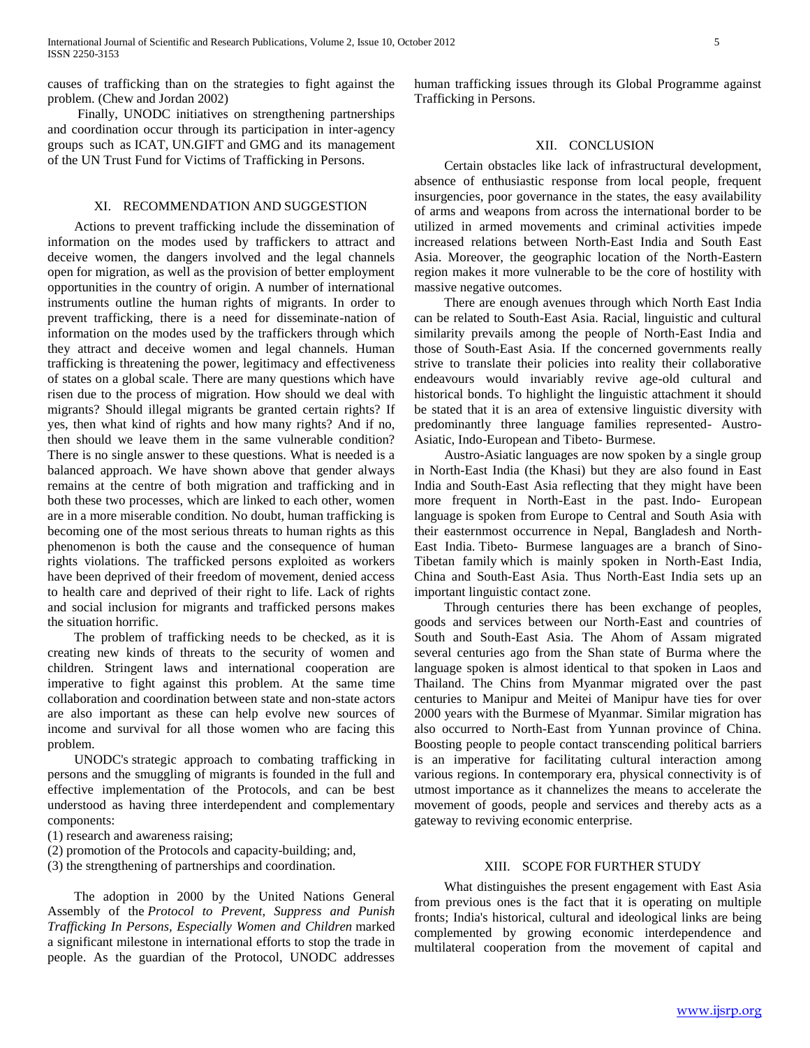causes of trafficking than on the strategies to fight against the problem. (Chew and Jordan 2002)

Finally, UNODC initiatives on strengthening partnerships and coordination occur through its participation in inter-agency groups such as ICAT, UN.GIFT and GMG and its management of the UN Trust Fund for Victims of Trafficking in Persons.

## XI. RECOMMENDATION AND SUGGESTION

Actions to prevent trafficking include the dissemination of information on the modes used by traffickers to attract and deceive women, the dangers involved and the legal channels open for migration, as well as the provision of better employment opportunities in the country of origin. A number of international instruments outline the human rights of migrants. In order to prevent trafficking, there is a need for disseminate-nation of information on the modes used by the traffickers through which they attract and deceive women and legal channels. Human trafficking is threatening the power, legitimacy and effectiveness of states on a global scale. There are many questions which have risen due to the process of migration. How should we deal with migrants? Should illegal migrants be granted certain rights? If yes, then what kind of rights and how many rights? And if no, then should we leave them in the same vulnerable condition? There is no single answer to these questions. What is needed is a balanced approach. We have shown above that gender always remains at the centre of both migration and trafficking and in both these two processes, which are linked to each other, women are in a more miserable condition. No doubt, human trafficking is becoming one of the most serious threats to human rights as this phenomenon is both the cause and the consequence of human rights violations. The trafficked persons exploited as workers have been deprived of their freedom of movement, denied access to health care and deprived of their right to life. Lack of rights and social inclusion for migrants and trafficked persons makes the situation horrific.

The problem of trafficking needs to be checked, as it is creating new kinds of threats to the security of women and children. Stringent laws and international cooperation are imperative to fight against this problem. At the same time collaboration and coordination between state and non-state actors are also important as these can help evolve new sources of income and survival for all those women who are facing this problem.

UNODC's strategic approach to combating trafficking in persons and the smuggling of migrants is founded in the full and effective implementation of the Protocols, and can be best understood as having three interdependent and complementary components:

(1) research and awareness raising;
(2) promotion of the Protocols and capacity-building; and,
(3) the strengthening of partnerships and coordination.

The adoption in 2000 by the United Nations General Assembly of the *Protocol to Prevent, Suppress and Punish Trafficking In Persons, Especially Women and Children* marked a significant milestone in international efforts to stop the trade in people. As the guardian of the Protocol, UNODC addresses human trafficking issues through its Global Programme against Trafficking in Persons.

## XII. CONCLUSION

Certain obstacles like lack of infrastructural development, absence of enthusiastic response from local people, frequent insurgencies, poor governance in the states, the easy availability of arms and weapons from across the international border to be utilized in armed movements and criminal activities impede increased relations between North-East India and South East Asia. Moreover, the geographic location of the North-Eastern region makes it more vulnerable to be the core of hostility with massive negative outcomes.

There are enough avenues through which North East India can be related to South-East Asia. Racial, linguistic and cultural similarity prevails among the people of North-East India and those of South-East Asia. If the concerned governments really strive to translate their policies into reality their collaborative endeavours would invariably revive age-old cultural and historical bonds. To highlight the linguistic attachment it should be stated that it is an area of extensive linguistic diversity with predominantly three language families represented- Austro-Asiatic, Indo-European and Tibeto- Burmese.

Austro-Asiatic languages are now spoken by a single group in North-East India (the Khasi) but they are also found in East India and South-East Asia reflecting that they might have been more frequent in North-East in the past. Indo- European language is spoken from Europe to Central and South Asia with their easternmost occurrence in Nepal, Bangladesh and North-East India. Tibeto- Burmese languages are a branch of Sino-Tibetan family which is mainly spoken in North-East India, China and South-East Asia. Thus North-East India sets up an important linguistic contact zone.

Through centuries there has been exchange of peoples, goods and services between our North-East and countries of South and South-East Asia. The Ahom of Assam migrated several centuries ago from the Shan state of Burma where the language spoken is almost identical to that spoken in Laos and Thailand. The Chins from Myanmar migrated over the past centuries to Manipur and Meitei of Manipur have ties for over 2000 years with the Burmese of Myanmar. Similar migration has also occurred to North-East from Yunnan province of China. Boosting people to people contact transcending political barriers is an imperative for facilitating cultural interaction among various regions. In contemporary era, physical connectivity is of utmost importance as it channelizes the means to accelerate the movement of goods, people and services and thereby acts as a gateway to reviving economic enterprise.

## XIII. SCOPE FOR FURTHER STUDY

What distinguishes the present engagement with East Asia from previous ones is the fact that it is operating on multiple fronts; India's historical, cultural and ideological links are being complemented by growing economic interdependence and multilateral cooperation from the movement of capital and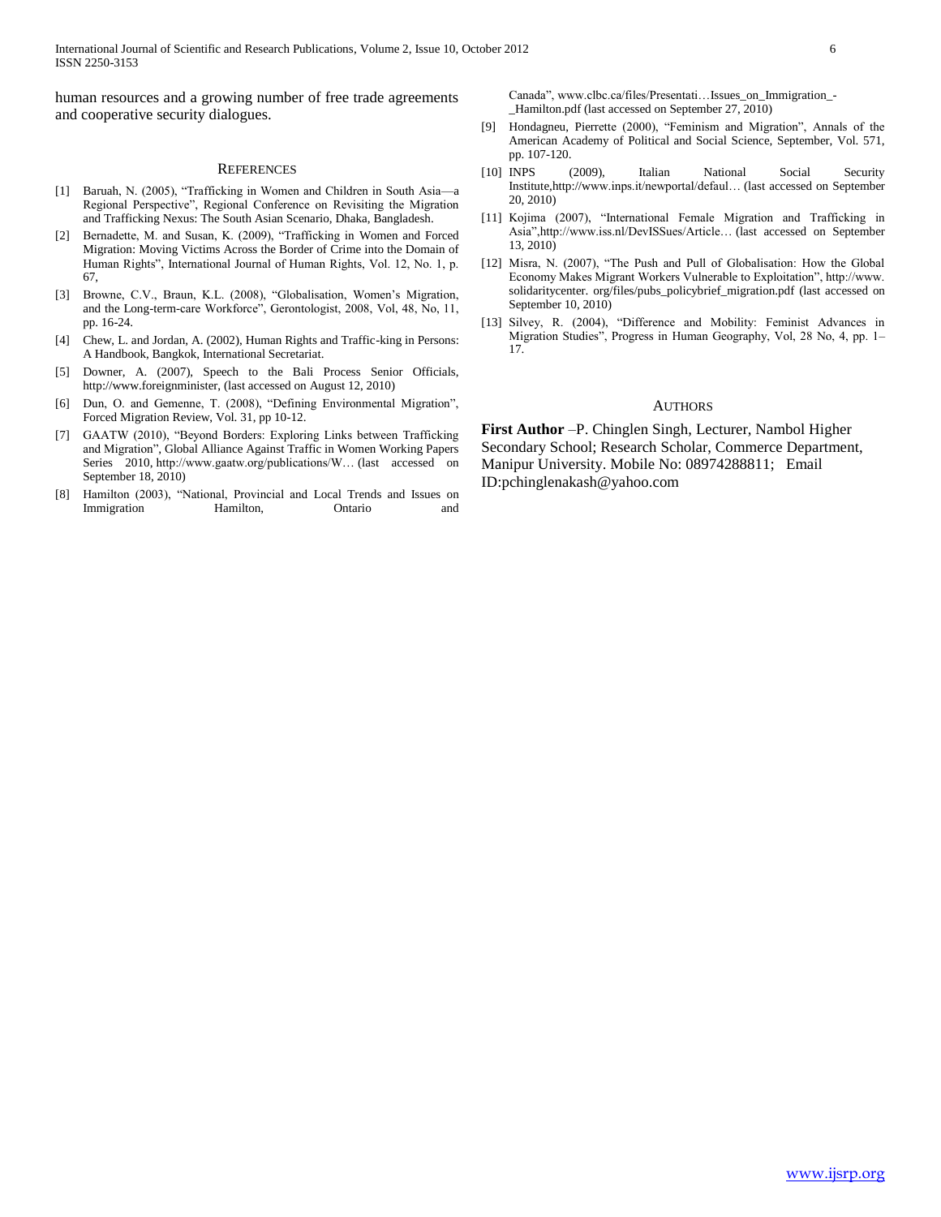human resources and a growing number of free trade agreements and cooperative security dialogues.

## REFERENCES

[1] Baruah, N. (2005), "Trafficking in Women and Children in South Asia—a Regional Perspective", Regional Conference on Revisiting the Migration and Trafficking Nexus: The South Asian Scenario, Dhaka, Bangladesh.

[2] Bernadette, M. and Susan, K. (2009), "Trafficking in Women and Forced Migration: Moving Victims Across the Border of Crime into the Domain of Human Rights", International Journal of Human Rights, Vol. 12, No. 1, p. 67,

[3] Browne, C.V., Braun, K.L. (2008), "Globalisation, Women's Migration, and the Long-term-care Workforce", Gerontologist, 2008, Vol, 48, No, 11, pp. 16-24.

[4] Chew, L. and Jordan, A. (2002), Human Rights and Traffic-king in Persons: A Handbook, Bangkok, International Secretariat.

[5] Downer, A. (2007), Speech to the Bali Process Senior Officials, http://www.foreignminister, (last accessed on August 12, 2010)

[6] Dun, O. and Gemenne, T. (2008), "Defining Environmental Migration", Forced Migration Review, Vol. 31, pp 10-12.

[7] GAATW (2010), "Beyond Borders: Exploring Links between Trafficking and Migration", Global Alliance Against Traffic in Women Working Papers Series 2010, http://www.gaatw.org/publications/W… (last accessed on September 18, 2010)

[8] Hamilton (2003), "National, Provincial and Local Trends and Issues on Immigration Hamilton, Ontario and Canada", www.clbc.ca/files/Presentati…Issues_on_Immigration_-_Hamilton.pdf (last accessed on September 27, 2010)

[9] Hondagneu, Pierrette (2000), "Feminism and Migration", Annals of the American Academy of Political and Social Science, September, Vol. 571, pp. 107-120.

[10] INPS (2009), Italian National Social Security Institute,http://www.inps.it/newportal/defaul… (last accessed on September 20, 2010)

[11] Kojima (2007), "International Female Migration and Trafficking in Asia",http://www.iss.nl/DevISSues/Article… (last accessed on September 13, 2010)

[12] Misra, N. (2007), "The Push and Pull of Globalisation: How the Global Economy Makes Migrant Workers Vulnerable to Exploitation", http://www. solidaritycenter. org/files/pubs_policybrief_migration.pdf (last accessed on September 10, 2010)

[13] Silvey, R. (2004), "Difference and Mobility: Feminist Advances in Migration Studies", Progress in Human Geography, Vol, 28 No, 4, pp. 1–17.

## AUTHORS

**First Author** –P. Chinglen Singh, Lecturer, Nambol Higher Secondary School; Research Scholar, Commerce Department, Manipur University. Mobile No: 08974288811; Email ID:pchinglenakash@yahoo.com